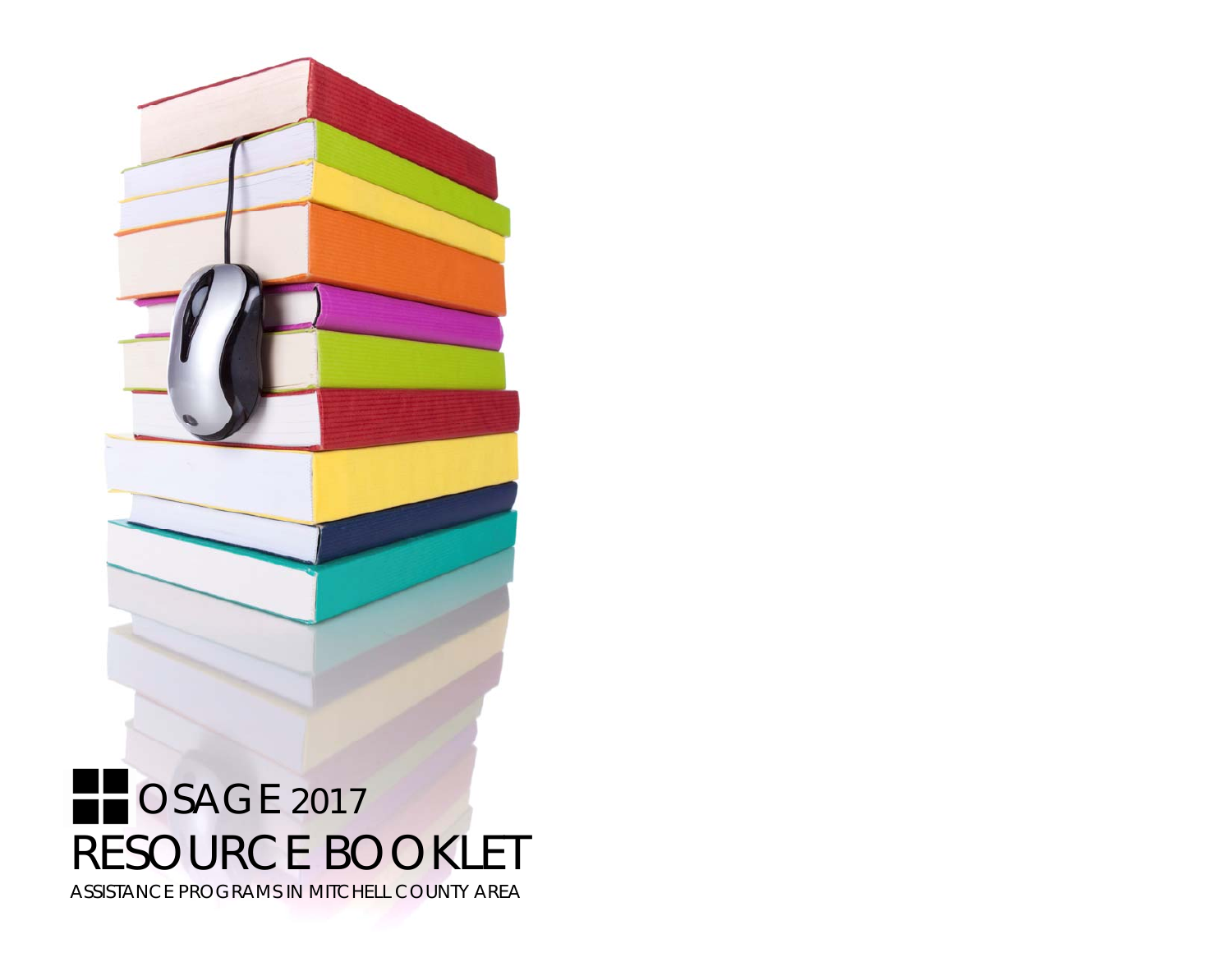# OSAGE 2017 RESOURCE BOOKLET

ASSISTANCE PROGRAMS IN MITCHELL COUNTY AREA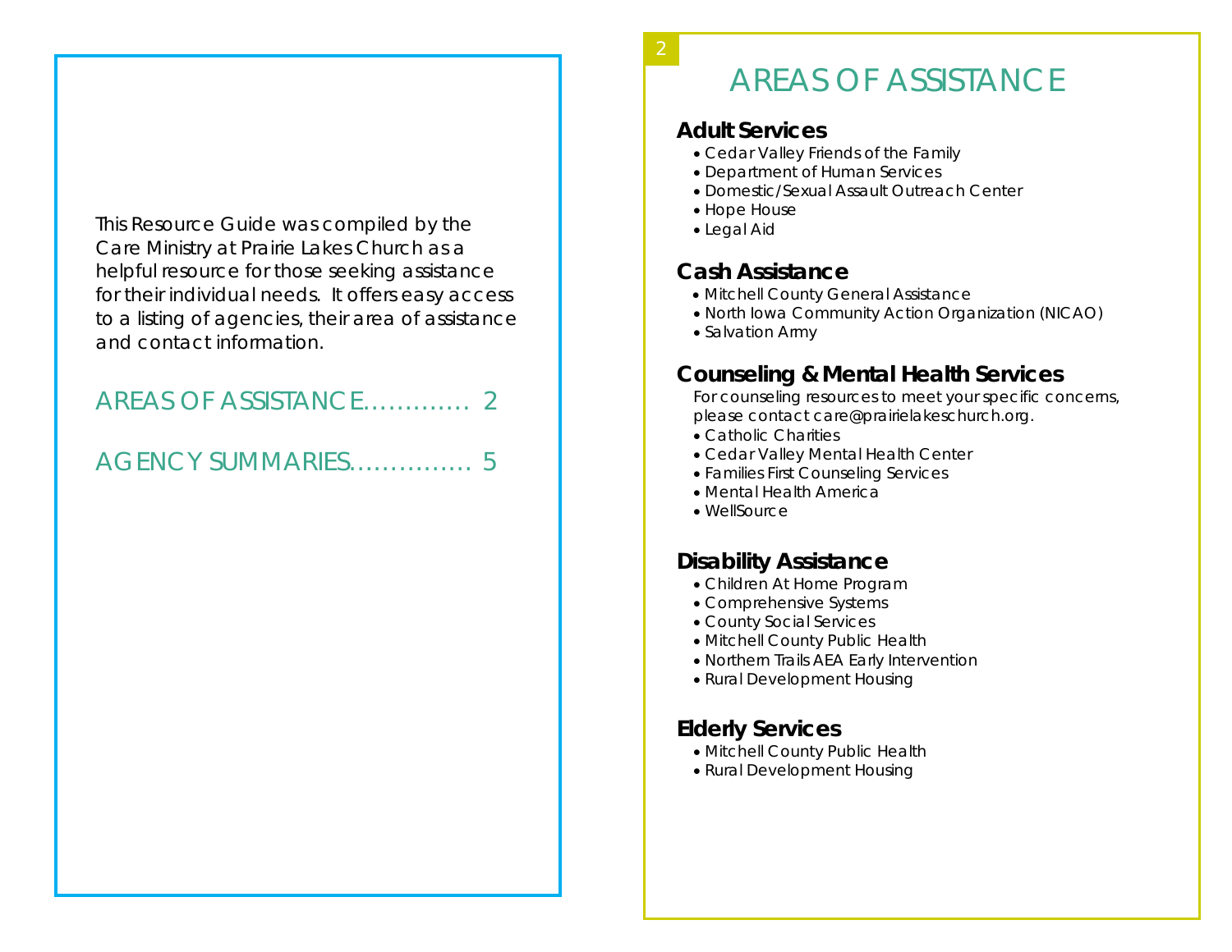This Resource Guide was compiled by the Care Ministry at Prairie Lakes Church as a helpful resource for those seeking assistance for their individual needs. It offers easy access to a listing of agencies, their area of assistance and contact information.

AREAS OF ASSISTANCE............ 2

AGENCY SUMMARIES.............. 5

# AREAS OF ASSISTANCE

## Adult Services

- Cedar Valley Friends of the Family
- Department of Human Services
- Domestic/Sexual Assault Outreach Center
- Hope House
- Legal Aid

## Cash Assistance

- Mitchell County General Assistance
- North Iowa Community Action Organization (NICAO)
- Salvation Army

## Counseling & Mental Health Services

For counseling resources to meet your specific concerns, please contact care@prairielakeschurch.org.

- Catholic Charities
- Cedar Valley Mental Health Center
- Families First Counseling Services
- Mental Health America
- WellSource

## Disability Assistance

- Children At Home Program
- Comprehensive Systems
- County Social Services
- Mitchell County Public Health
- Northern Trails AEA Early Intervention
- Rural Development Housing

## Elderly Services

- Mitchell County Public Health
- Rural Development Housing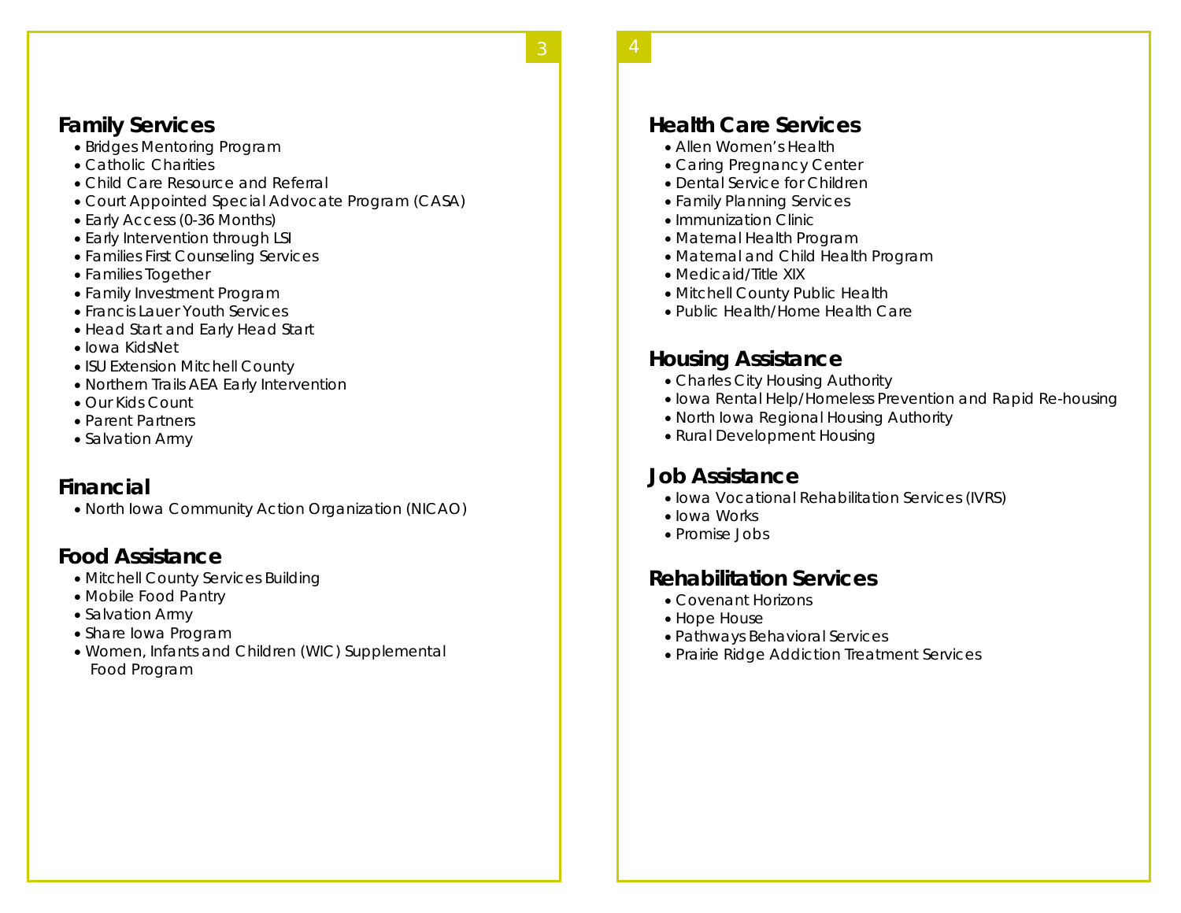## Family Services

- Bridges Mentoring Program
- Catholic Charities
- Child Care Resource and Referral
- Court Appointed Special Advocate Program (CASA)
- Early Access (0-36 Months)
- Early Intervention through LSI
- Families First Counseling Services
- Families Together
- Family Investment Program
- Francis Lauer Youth Services
- Head Start and Early Head Start
- Iowa KidsNet
- ISU Extension Mitchell County
- Northern Trails AEA Early Intervention
- Our Kids Count
- Parent Partners
- Salvation Army

## Financial

- North Iowa Community Action Organization (NICAO)

## Food Assistance

- Mitchell County Services Building
- Mobile Food Pantry
- Salvation Army
- Share Iowa Program
- Women, Infants and Children (WIC) Supplemental Food Program

## Health Care Services

- Allen Women's Health
- Caring Pregnancy Center
- Dental Service for Children
- Family Planning Services
- Immunization Clinic
- Maternal Health Program
- Maternal and Child Health Program
- Medicaid/Title XIX
- Mitchell County Public Health
- Public Health/Home Health Care

## Housing Assistance

- Charles City Housing Authority
- Iowa Rental Help/Homeless Prevention and Rapid Re-housing
- North Iowa Regional Housing Authority
- Rural Development Housing

## Job Assistance

- Iowa Vocational Rehabilitation Services (IVRS)
- Iowa Works
- Promise Jobs

## Rehabilitation Services

- Covenant Horizons
- Hope House
- Pathways Behavioral Services
- Prairie Ridge Addiction Treatment Services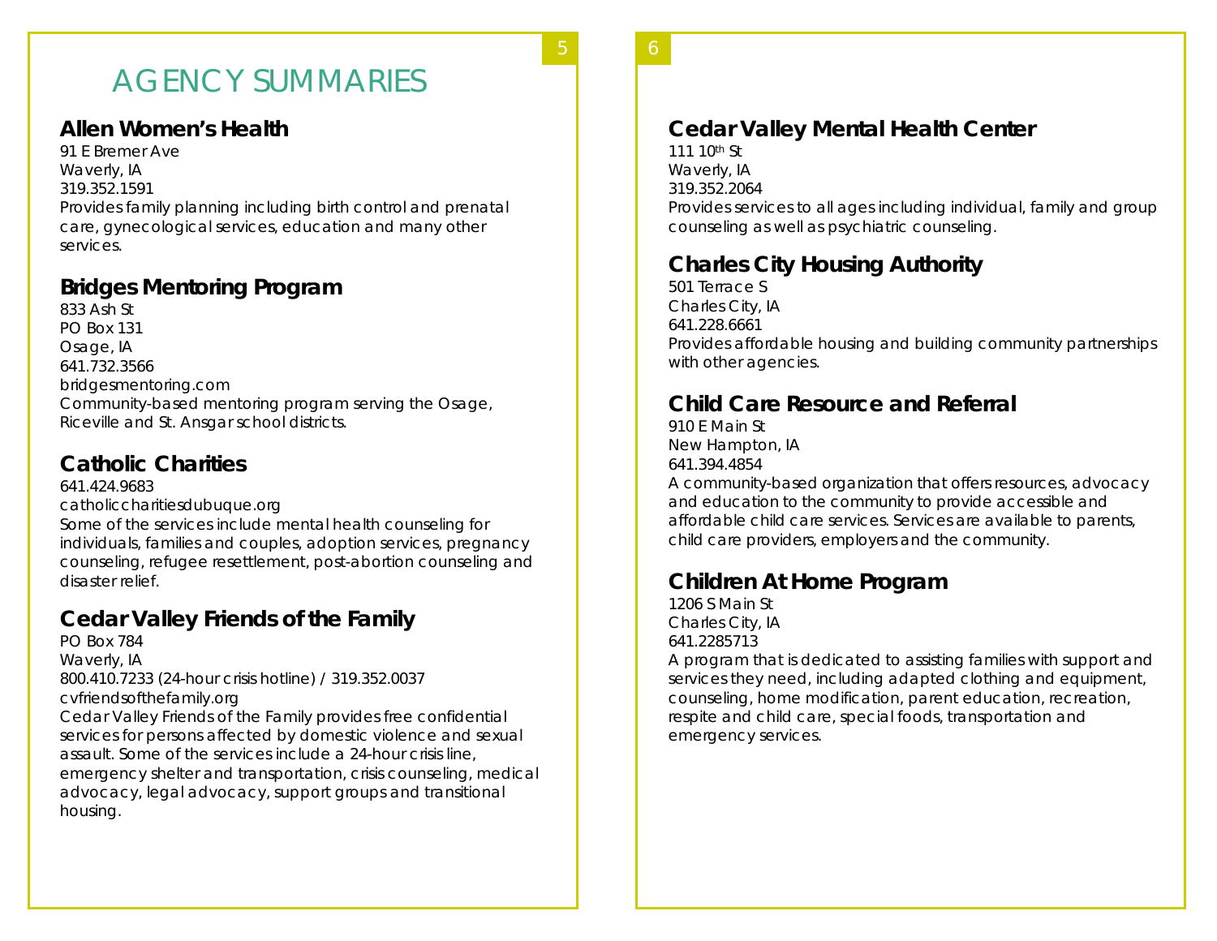# AGENCY SUMMARIES

## Allen Women's Health

91 E Bremer Ave
Waverly, IA
319.352.1591
Provides family planning including birth control and prenatal care, gynecological services, education and many other services.

## Bridges Mentoring Program

833 Ash St
PO Box 131
Osage, IA
641.732.3566
bridgesmentoring.com
Community-based mentoring program serving the Osage, Riceville and St. Ansgar school districts.

## Catholic Charities

641.424.9683
catholiccharitiesdubuque.org
Some of the services include mental health counseling for individuals, families and couples, adoption services, pregnancy counseling, refugee resettlement, post-abortion counseling and disaster relief.

## Cedar Valley Friends of the Family

PO Box 784
Waverly, IA
800.410.7233 (24-hour crisis hotline) / 319.352.0037
cvfriendsofthefamily.org
Cedar Valley Friends of the Family provides free confidential services for persons affected by domestic violence and sexual assault. Some of the services include a 24-hour crisis line, emergency shelter and transportation, crisis counseling, medical advocacy, legal advocacy, support groups and transitional housing.

## Cedar Valley Mental Health Center

111 10th St
Waverly, IA
319.352.2064
Provides services to all ages including individual, family and group counseling as well as psychiatric counseling.

## Charles City Housing Authority

501 Terrace S
Charles City, IA
641.228.6661
Provides affordable housing and building community partnerships with other agencies.

## Child Care Resource and Referral

910 E Main St
New Hampton, IA
641.394.4854
A community-based organization that offers resources, advocacy and education to the community to provide accessible and affordable child care services. Services are available to parents, child care providers, employers and the community.

## Children At Home Program

1206 S Main St
Charles City, IA
641.2285713
A program that is dedicated to assisting families with support and services they need, including adapted clothing and equipment, counseling, home modification, parent education, recreation, respite and child care, special foods, transportation and emergency services.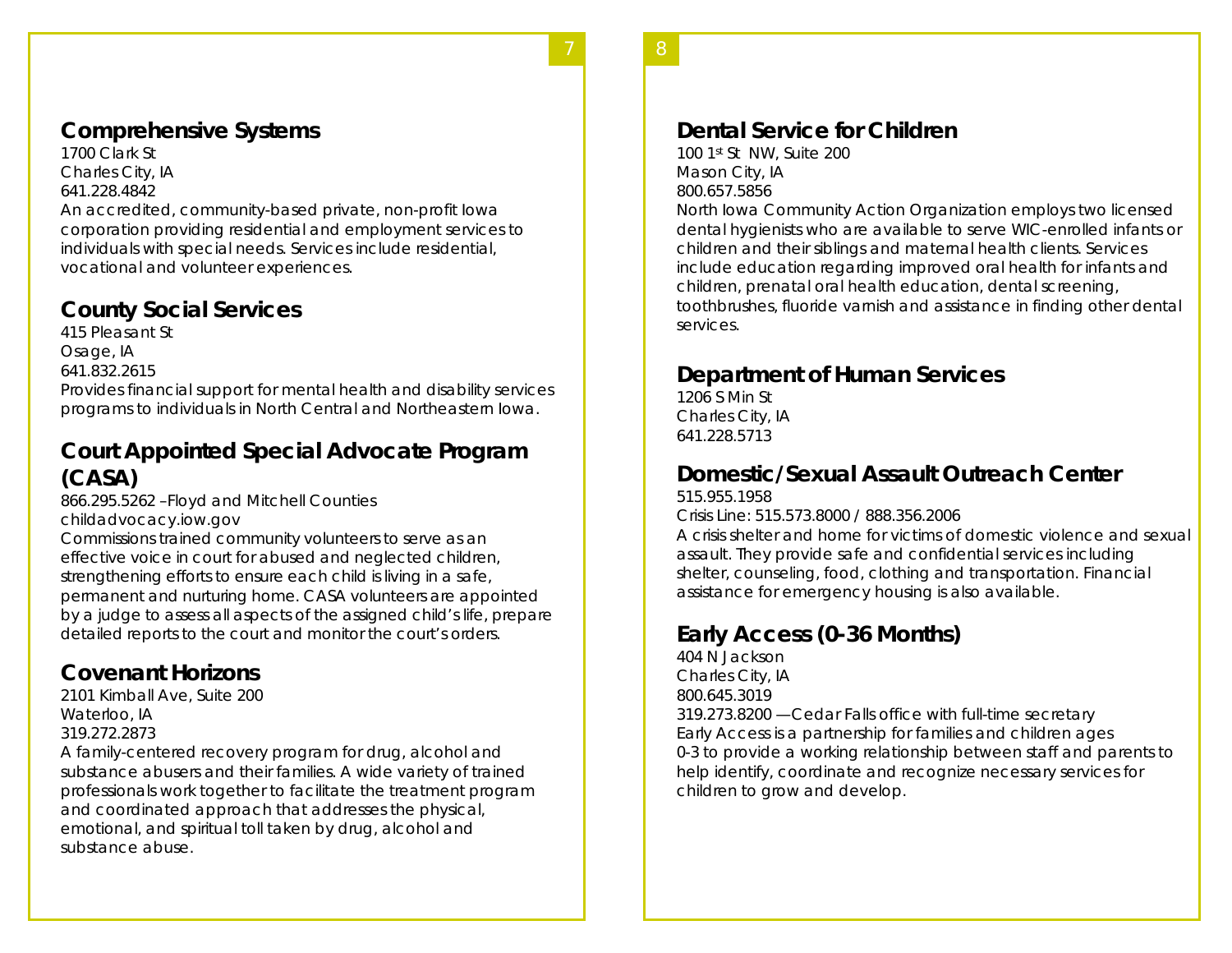## Comprehensive Systems

1700 Clark St
Charles City, IA
641.228.4842
An accredited, community-based private, non-profit Iowa corporation providing residential and employment services to individuals with special needs. Services include residential, vocational and volunteer experiences.

## County Social Services

415 Pleasant St
Osage, IA
641.832.2615
Provides financial support for mental health and disability services programs to individuals in North Central and Northeastern Iowa.

## Court Appointed Special Advocate Program (CASA)

866.295.5262 –Floyd and Mitchell Counties
childadvocacy.iow.gov
Commissions trained community volunteers to serve as an effective voice in court for abused and neglected children, strengthening efforts to ensure each child is living in a safe, permanent and nurturing home. CASA volunteers are appointed by a judge to assess all aspects of the assigned child's life, prepare detailed reports to the court and monitor the court's orders.

## Covenant Horizons

2101 Kimball Ave, Suite 200
Waterloo, IA
319.272.2873
A family-centered recovery program for drug, alcohol and substance abusers and their families. A wide variety of trained professionals work together to facilitate the treatment program and coordinated approach that addresses the physical, emotional, and spiritual toll taken by drug, alcohol and substance abuse.

## Dental Service for Children

100 1st St NW, Suite 200
Mason City, IA
800.657.5856
North Iowa Community Action Organization employs two licensed dental hygienists who are available to serve WIC-enrolled infants or children and their siblings and maternal health clients. Services include education regarding improved oral health for infants and children, prenatal oral health education, dental screening, toothbrushes, fluoride varnish and assistance in finding other dental services.

## Department of Human Services

1206 S Min St
Charles City, IA
641.228.5713

## Domestic/Sexual Assault Outreach Center

515.955.1958
Crisis Line: 515.573.8000 / 888.356.2006
A crisis shelter and home for victims of domestic violence and sexual assault. They provide safe and confidential services including shelter, counseling, food, clothing and transportation. Financial assistance for emergency housing is also available.

## Early Access (0-36 Months)

404 N Jackson
Charles City, IA
800.645.3019
319.273.8200 —Cedar Falls office with full-time secretary
Early Access is a partnership for families and children ages 0-3 to provide a working relationship between staff and parents to help identify, coordinate and recognize necessary services for children to grow and develop.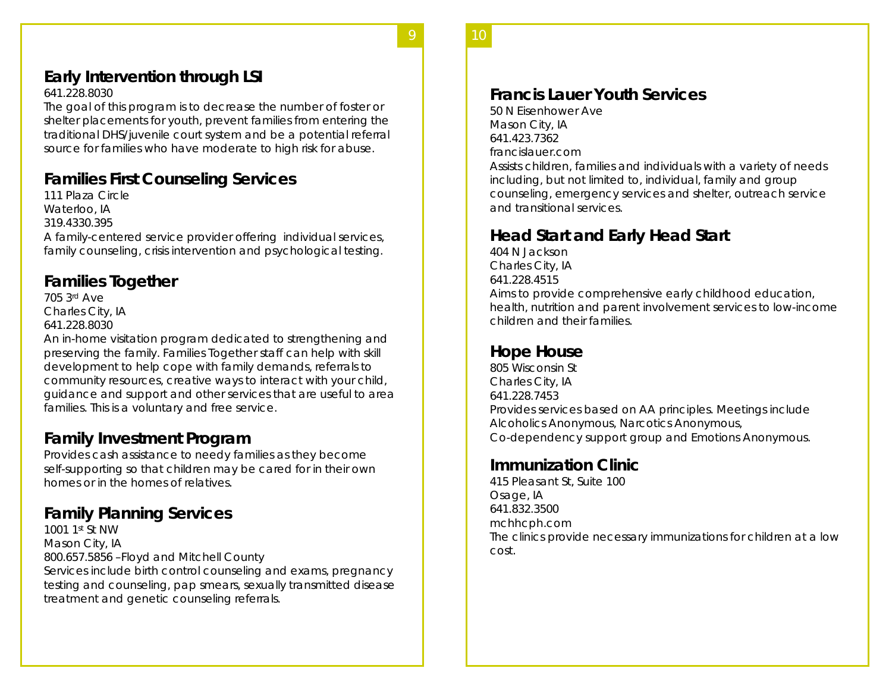## Early Intervention through LSI

641.228.8030

The goal of this program is to decrease the number of foster or shelter placements for youth, prevent families from entering the traditional DHS/juvenile court system and be a potential referral source for families who have moderate to high risk for abuse.

## Families First Counseling Services

111 Plaza Circle
Waterloo, IA
319.4330.395

A family-centered service provider offering individual services, family counseling, crisis intervention and psychological testing.

## Families Together

705 3rd Ave
Charles City, IA
641.228.8030

An in-home visitation program dedicated to strengthening and preserving the family. Families Together staff can help with skill development to help cope with family demands, referrals to community resources, creative ways to interact with your child, guidance and support and other services that are useful to area families. This is a voluntary and free service.

## Family Investment Program

Provides cash assistance to needy families as they become self-supporting so that children may be cared for in their own homes or in the homes of relatives.

## Family Planning Services

1001 1st St NW
Mason City, IA
800.657.5856 –Floyd and Mitchell County

Services include birth control counseling and exams, pregnancy testing and counseling, pap smears, sexually transmitted disease treatment and genetic counseling referrals.

## Francis Lauer Youth Services

50 N Eisenhower Ave
Mason City, IA
641.423.7362
francislauer.com

Assists children, families and individuals with a variety of needs including, but not limited to, individual, family and group counseling, emergency services and shelter, outreach service and transitional services.

## Head Start and Early Head Start

404 N Jackson
Charles City, IA
641.228.4515

Aims to provide comprehensive early childhood education, health, nutrition and parent involvement services to low-income children and their families.

## Hope House

805 Wisconsin St
Charles City, IA
641.228.7453

Provides services based on AA principles. Meetings include Alcoholics Anonymous, Narcotics Anonymous, Co-dependency support group and Emotions Anonymous.

## Immunization Clinic

415 Pleasant St, Suite 100
Osage, IA
641.832.3500
mchhcph.com

The clinics provide necessary immunizations for children at a low cost.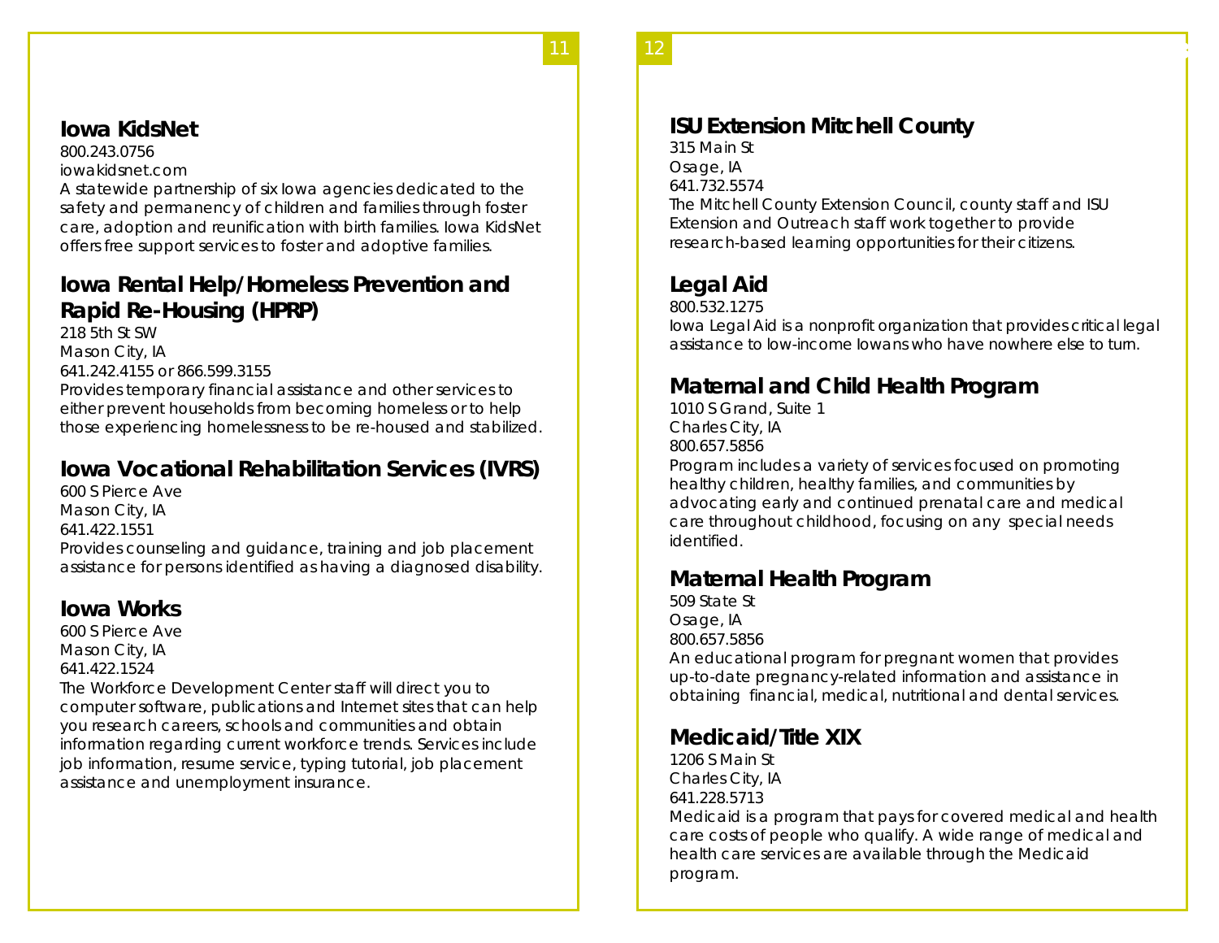## Iowa KidsNet

800.243.0756
iowakidsnet.com
A statewide partnership of six Iowa agencies dedicated to the safety and permanency of children and families through foster care, adoption and reunification with birth families. Iowa KidsNet offers free support services to foster and adoptive families.

## Iowa Rental Help/Homeless Prevention and Rapid Re-Housing (HPRP)

218 5th St SW
Mason City, IA
641.242.4155 or 866.599.3155
Provides temporary financial assistance and other services to either prevent households from becoming homeless or to help those experiencing homelessness to be re-housed and stabilized.

## Iowa Vocational Rehabilitation Services (IVRS)

600 S Pierce Ave
Mason City, IA
641.422.1551
Provides counseling and guidance, training and job placement assistance for persons identified as having a diagnosed disability.

## Iowa Works

600 S Pierce Ave
Mason City, IA
641.422.1524
The Workforce Development Center staff will direct you to computer software, publications and Internet sites that can help you research careers, schools and communities and obtain information regarding current workforce trends. Services include job information, resume service, typing tutorial, job placement assistance and unemployment insurance.

## ISU Extension Mitchell County

315 Main St
Osage, IA
641.732.5574
The Mitchell County Extension Council, county staff and ISU Extension and Outreach staff work together to provide research-based learning opportunities for their citizens.

## Legal Aid

800.532.1275
Iowa Legal Aid is a nonprofit organization that provides critical legal assistance to low-income Iowans who have nowhere else to turn.

## Maternal and Child Health Program

1010 S Grand, Suite 1
Charles City, IA
800.657.5856
Program includes a variety of services focused on promoting healthy children, healthy families, and communities by advocating early and continued prenatal care and medical care throughout childhood, focusing on any special needs identified.

## Maternal Health Program

509 State St
Osage, IA
800.657.5856
An educational program for pregnant women that provides up-to-date pregnancy-related information and assistance in obtaining financial, medical, nutritional and dental services.

## Medicaid/Title XIX

1206 S Main St
Charles City, IA
641.228.5713
Medicaid is a program that pays for covered medical and health care costs of people who qualify. A wide range of medical and health care services are available through the Medicaid program.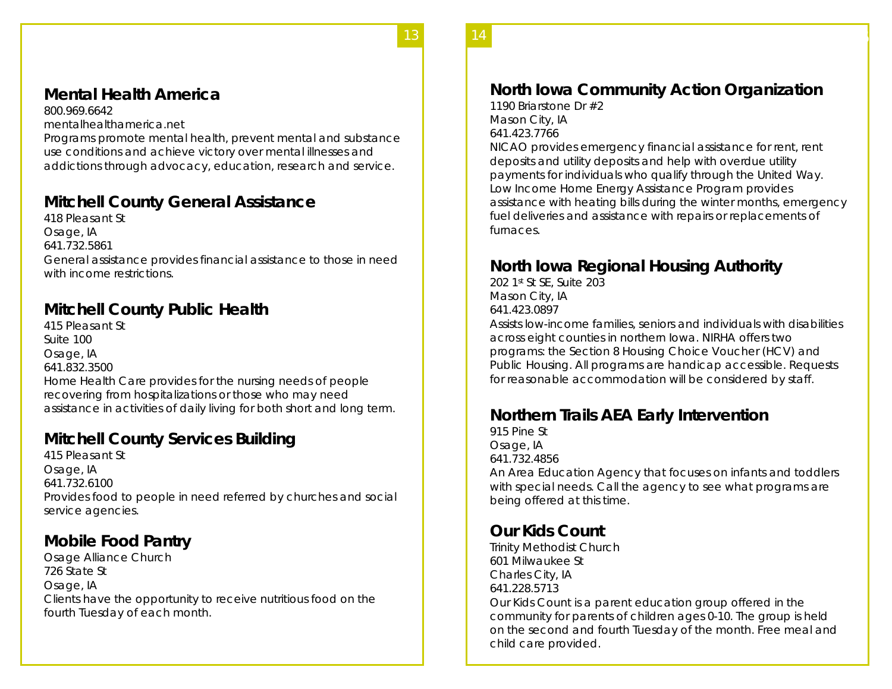## Mental Health America

800.969.6642
mentalhealthamerica.net
Programs promote mental health, prevent mental and substance use conditions and achieve victory over mental illnesses and addictions through advocacy, education, research and service.

## Mitchell County General Assistance

418 Pleasant St
Osage, IA
641.732.5861
General assistance provides financial assistance to those in need with income restrictions.

## Mitchell County Public Health

415 Pleasant St
Suite 100
Osage, IA
641.832.3500
Home Health Care provides for the nursing needs of people recovering from hospitalizations or those who may need assistance in activities of daily living for both short and long term.

## Mitchell County Services Building

415 Pleasant St
Osage, IA
641.732.6100
Provides food to people in need referred by churches and social service agencies.

## Mobile Food Pantry

Osage Alliance Church
726 State St
Osage, IA
Clients have the opportunity to receive nutritious food on the fourth Tuesday of each month.

## North Iowa Community Action Organization

1190 Briarstone Dr #2
Mason City, IA
641.423.7766
NICAO provides emergency financial assistance for rent, rent deposits and utility deposits and help with overdue utility payments for individuals who qualify through the United Way. Low Income Home Energy Assistance Program provides assistance with heating bills during the winter months, emergency fuel deliveries and assistance with repairs or replacements of furnaces.

## North Iowa Regional Housing Authority

202 1st St SE, Suite 203
Mason City, IA
641.423.0897
Assists low-income families, seniors and individuals with disabilities across eight counties in northern Iowa. NIRHA offers two programs: the Section 8 Housing Choice Voucher (HCV) and Public Housing. All programs are handicap accessible. Requests for reasonable accommodation will be considered by staff.

## Northern Trails AEA Early Intervention

915 Pine St
Osage, IA
641.732.4856
An Area Education Agency that focuses on infants and toddlers with special needs. Call the agency to see what programs are being offered at this time.

## Our Kids Count

Trinity Methodist Church
601 Milwaukee St
Charles City, IA
641.228.5713
Our Kids Count is a parent education group offered in the community for parents of children ages 0-10. The group is held on the second and fourth Tuesday of the month. Free meal and child care provided.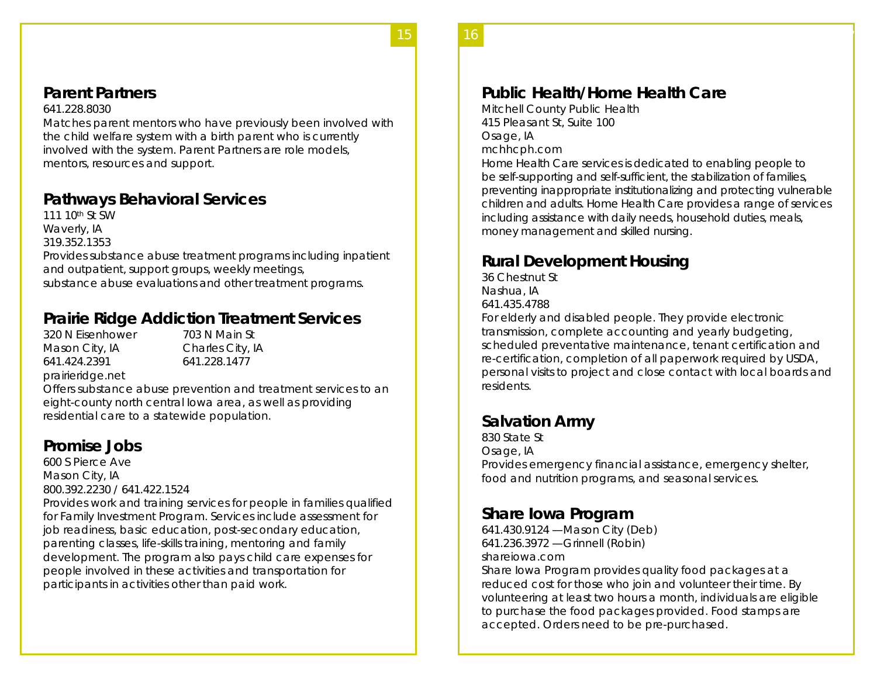## Parent Partners

641.228.8030

Matches parent mentors who have previously been involved with the child welfare system with a birth parent who is currently involved with the system. Parent Partners are role models, mentors, resources and support.

## Pathways Behavioral Services

111 10th St SW
Waverly, IA
319.352.1353

Provides substance abuse treatment programs including inpatient and outpatient, support groups, weekly meetings, substance abuse evaluations and other treatment programs.

## Prairie Ridge Addiction Treatment Services

320 N Eisenhower
Mason City, IA
641.424.2391

703 N Main St
Charles City, IA
641.228.1477

prairieridge.net

Offers substance abuse prevention and treatment services to an eight-county north central Iowa area, as well as providing residential care to a statewide population.

## Promise Jobs

600 S Pierce Ave
Mason City, IA
800.392.2230 / 641.422.1524

Provides work and training services for people in families qualified for Family Investment Program. Services include assessment for job readiness, basic education, post-secondary education, parenting classes, life-skills training, mentoring and family development. The program also pays child care expenses for people involved in these activities and transportation for participants in activities other than paid work.

## Public Health/Home Health Care

Mitchell County Public Health
415 Pleasant St, Suite 100
Osage, IA
mchhcph.com

Home Health Care services is dedicated to enabling people to be self-supporting and self-sufficient, the stabilization of families, preventing inappropriate institutionalizing and protecting vulnerable children and adults. Home Health Care provides a range of services including assistance with daily needs, household duties, meals, money management and skilled nursing.

## Rural Development Housing

36 Chestnut St
Nashua, IA
641.435.4788

For elderly and disabled people. They provide electronic transmission, complete accounting and yearly budgeting, scheduled preventative maintenance, tenant certification and re-certification, completion of all paperwork required by USDA, personal visits to project and close contact with local boards and residents.

## Salvation Army

830 State St
Osage, IA

Provides emergency financial assistance, emergency shelter, food and nutrition programs, and seasonal services.

## Share Iowa Program

641.430.9124 —Mason City (Deb)
641.236.3972 —Grinnell (Robin)
shareiowa.com

Share Iowa Program provides quality food packages at a reduced cost for those who join and volunteer their time. By volunteering at least two hours a month, individuals are eligible to purchase the food packages provided. Food stamps are accepted. Orders need to be pre-purchased.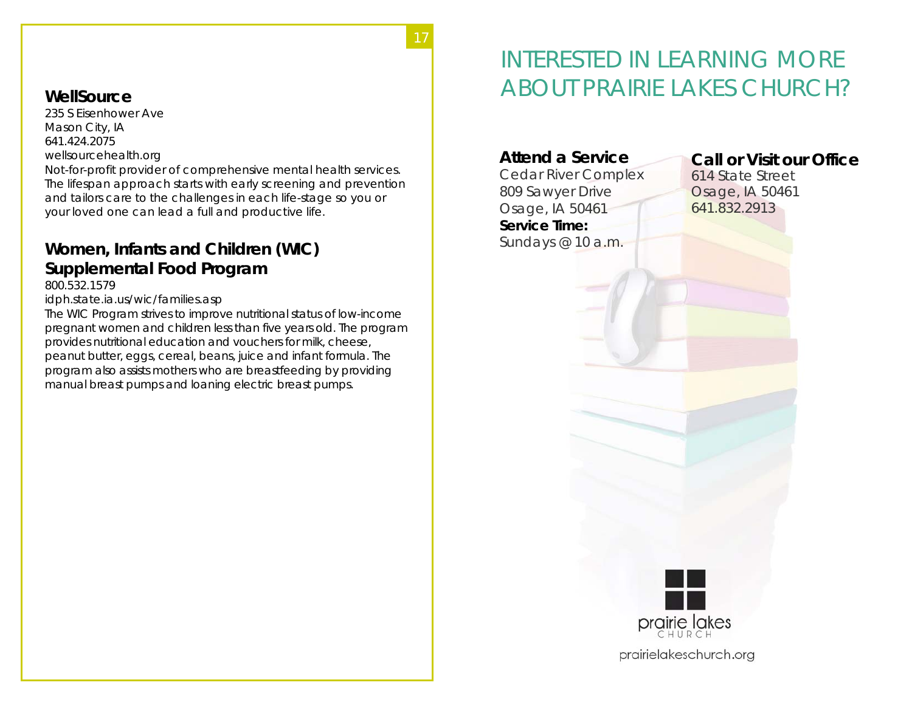### WellSource

235 S Eisenhower Ave
Mason City, IA
641.424.2075
wellsourcehealth.org

Not-for-profit provider of comprehensive mental health services. The lifespan approach starts with early screening and prevention and tailors care to the challenges in each life-stage so you or your loved one can lead a full and productive life.

### Women, Infants and Children (WIC) Supplemental Food Program

800.532.1579
idph.state.ia.us/wic/families.asp

The WIC Program strives to improve nutritional status of low-income pregnant women and children less than five years old. The program provides nutritional education and vouchers for milk, cheese, peanut butter, eggs, cereal, beans, juice and infant formula. The program also assists mothers who are breastfeeding by providing manual breast pumps and loaning electric breast pumps.

# INTERESTED IN LEARNING MORE ABOUT PRAIRIE LAKES CHURCH?

### Attend a Service

Cedar River Complex
809 Sawyer Drive
Osage, IA 50461
**Service Time:**
Sundays @ 10 a.m.

### Call or Visit our Office

614 State Street
Osage, IA 50461
641.832.2913

prairie lakes CHURCH

prairielakeschurch.org